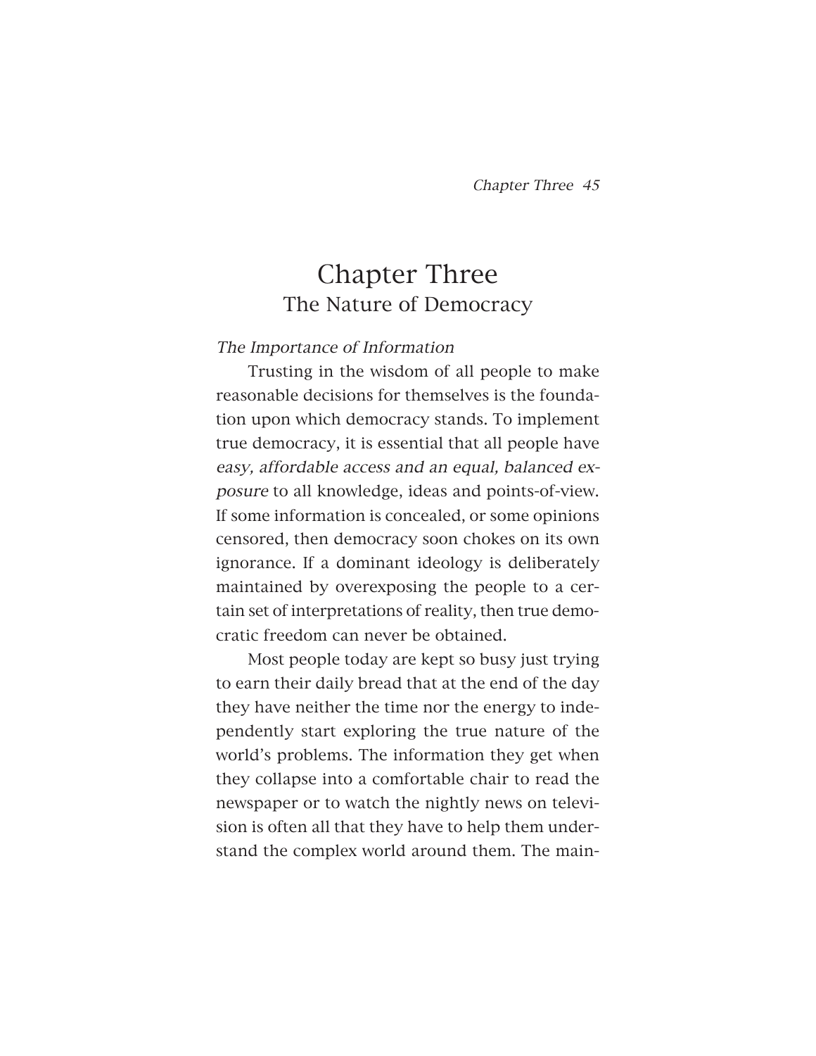# Chapter Three
## The Nature of Democracy

### *The Importance of Information*

Trusting in the wisdom of all people to make reasonable decisions for themselves is the foundation upon which democracy stands. To implement true democracy, it is essential that all people have *easy, affordable access and an equal, balanced exposure* to all knowledge, ideas and points-of-view. If some information is concealed, or some opinions censored, then democracy soon chokes on its own ignorance. If a dominant ideology is deliberately maintained by overexposing the people to a certain set of interpretations of reality, then true democratic freedom can never be obtained.

Most people today are kept so busy just trying to earn their daily bread that at the end of the day they have neither the time nor the energy to independently start exploring the true nature of the world's problems. The information they get when they collapse into a comfortable chair to read the newspaper or to watch the nightly news on television is often all that they have to help them understand the complex world around them. The main-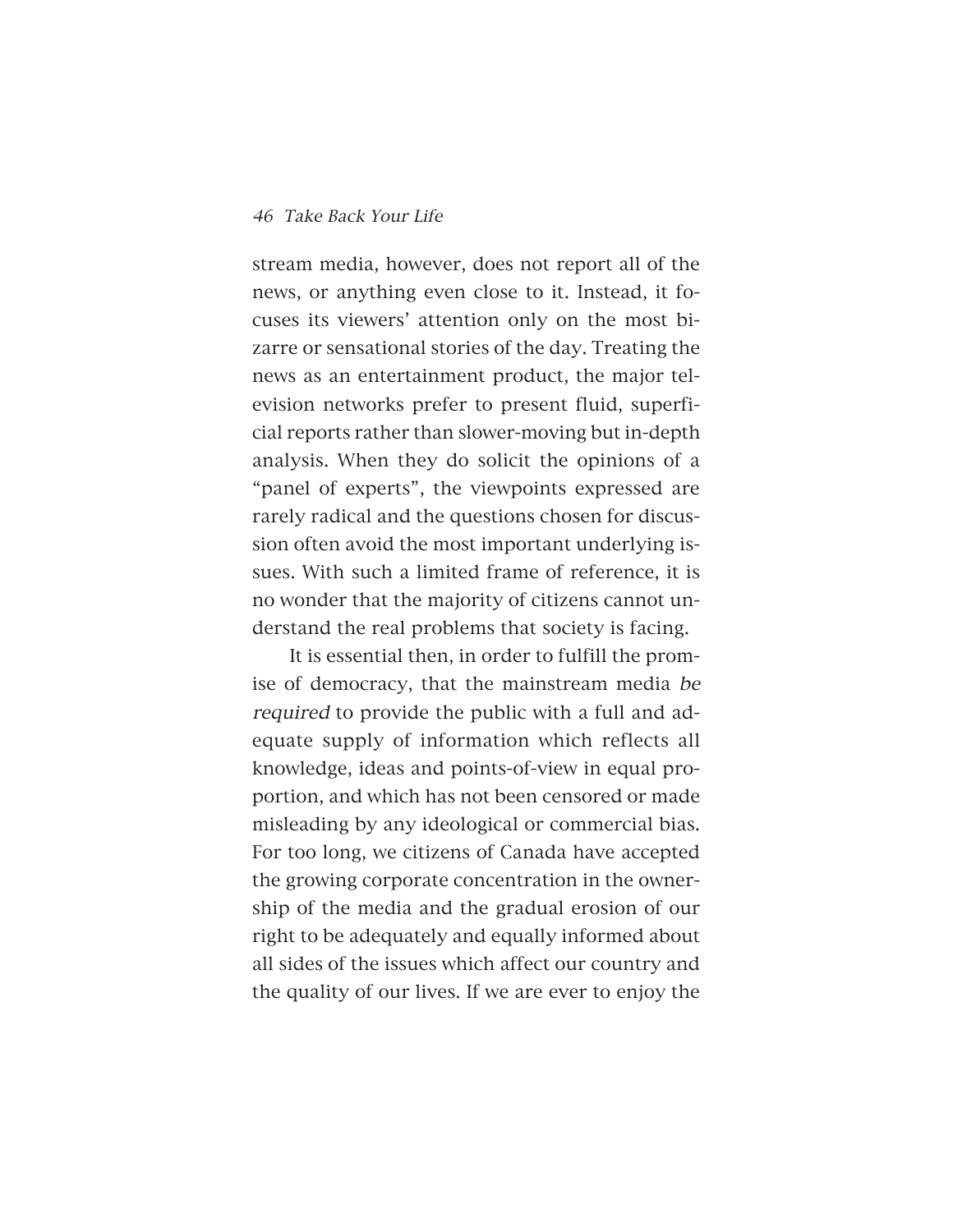stream media, however, does not report all of the news, or anything even close to it. Instead, it focuses its viewers' attention only on the most bizarre or sensational stories of the day. Treating the news as an entertainment product, the major television networks prefer to present fluid, superficial reports rather than slower-moving but in-depth analysis. When they do solicit the opinions of a "panel of experts", the viewpoints expressed are rarely radical and the questions chosen for discussion often avoid the most important underlying issues. With such a limited frame of reference, it is no wonder that the majority of citizens cannot understand the real problems that society is facing.

It is essential then, in order to fulfill the promise of democracy, that the mainstream media *be required* to provide the public with a full and adequate supply of information which reflects all knowledge, ideas and points-of-view in equal proportion, and which has not been censored or made misleading by any ideological or commercial bias. For too long, we citizens of Canada have accepted the growing corporate concentration in the ownership of the media and the gradual erosion of our right to be adequately and equally informed about all sides of the issues which affect our country and the quality of our lives. If we are ever to enjoy the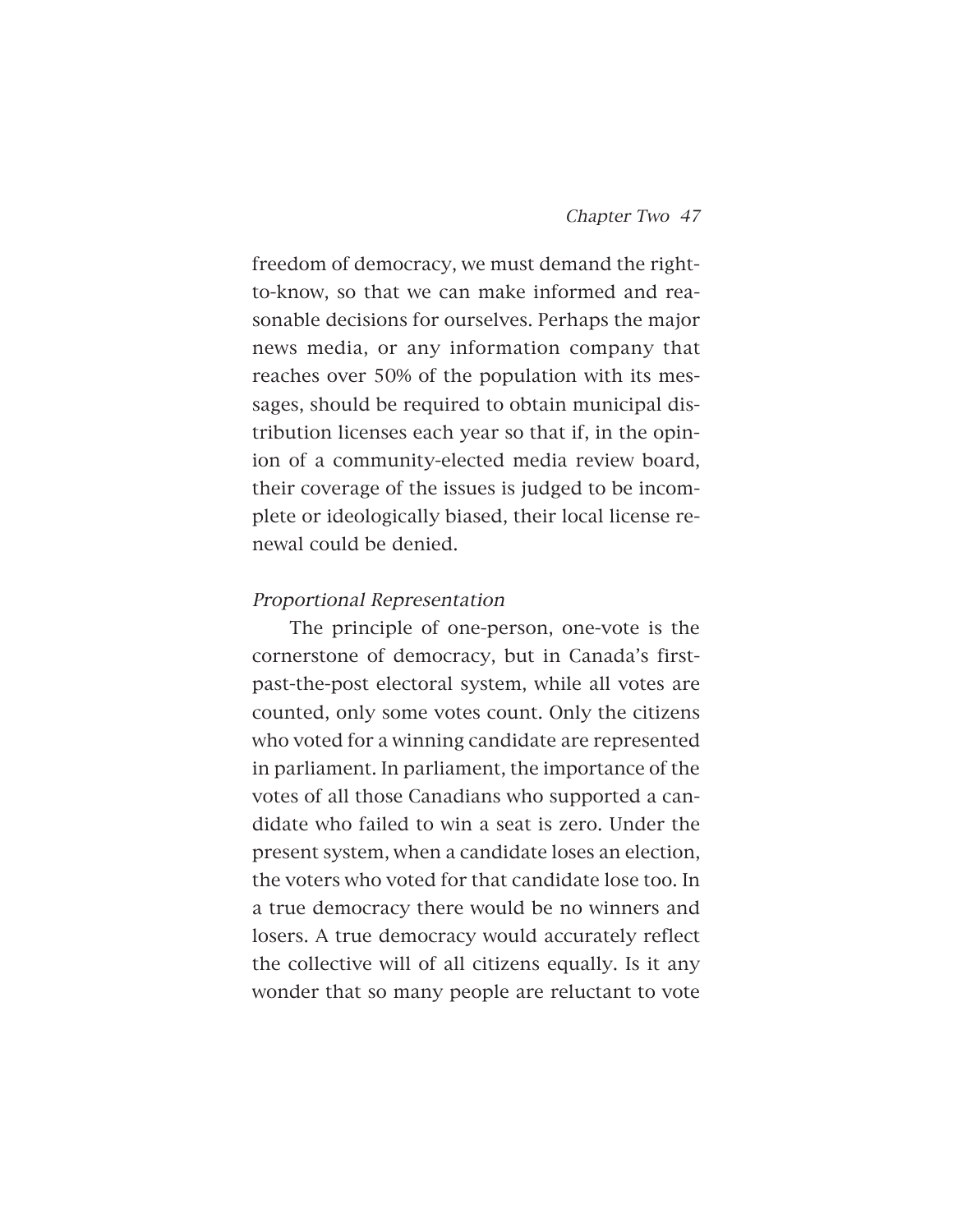freedom of democracy, we must demand the right-to-know, so that we can make informed and reasonable decisions for ourselves. Perhaps the major news media, or any information company that reaches over 50% of the population with its messages, should be required to obtain municipal distribution licenses each year so that if, in the opinion of a community-elected media review board, their coverage of the issues is judged to be incomplete or ideologically biased, their local license renewal could be denied.

*Proportional Representation*

The principle of one-person, one-vote is the cornerstone of democracy, but in Canada's first-past-the-post electoral system, while all votes are counted, only some votes count. Only the citizens who voted for a winning candidate are represented in parliament. In parliament, the importance of the votes of all those Canadians who supported a candidate who failed to win a seat is zero. Under the present system, when a candidate loses an election, the voters who voted for that candidate lose too. In a true democracy there would be no winners and losers. A true democracy would accurately reflect the collective will of all citizens equally. Is it any wonder that so many people are reluctant to vote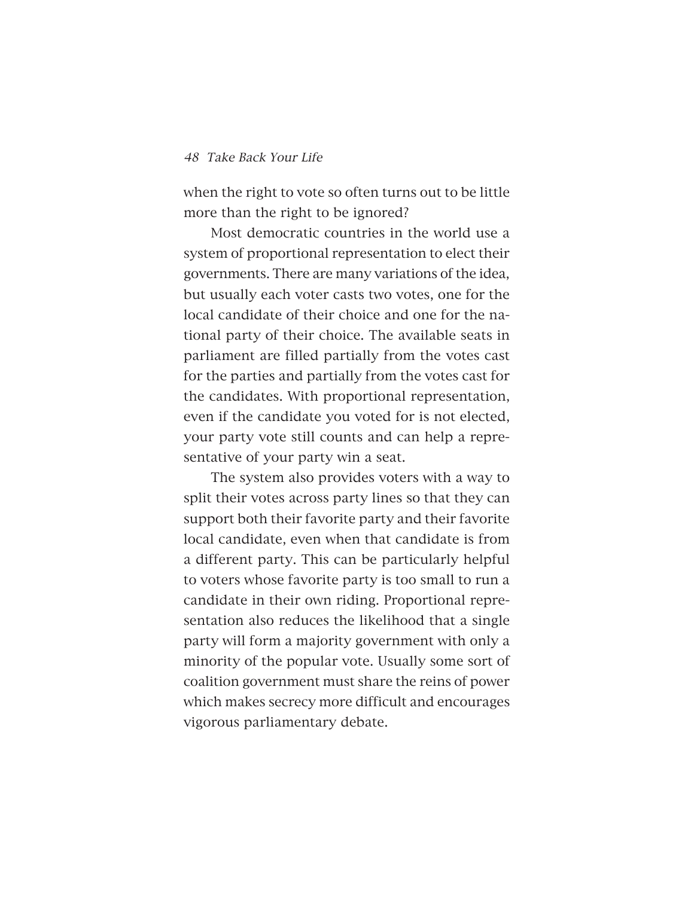when the right to vote so often turns out to be little more than the right to be ignored?

Most democratic countries in the world use a system of proportional representation to elect their governments. There are many variations of the idea, but usually each voter casts two votes, one for the local candidate of their choice and one for the national party of their choice. The available seats in parliament are filled partially from the votes cast for the parties and partially from the votes cast for the candidates. With proportional representation, even if the candidate you voted for is not elected, your party vote still counts and can help a representative of your party win a seat.

The system also provides voters with a way to split their votes across party lines so that they can support both their favorite party and their favorite local candidate, even when that candidate is from a different party. This can be particularly helpful to voters whose favorite party is too small to run a candidate in their own riding. Proportional representation also reduces the likelihood that a single party will form a majority government with only a minority of the popular vote. Usually some sort of coalition government must share the reins of power which makes secrecy more difficult and encourages vigorous parliamentary debate.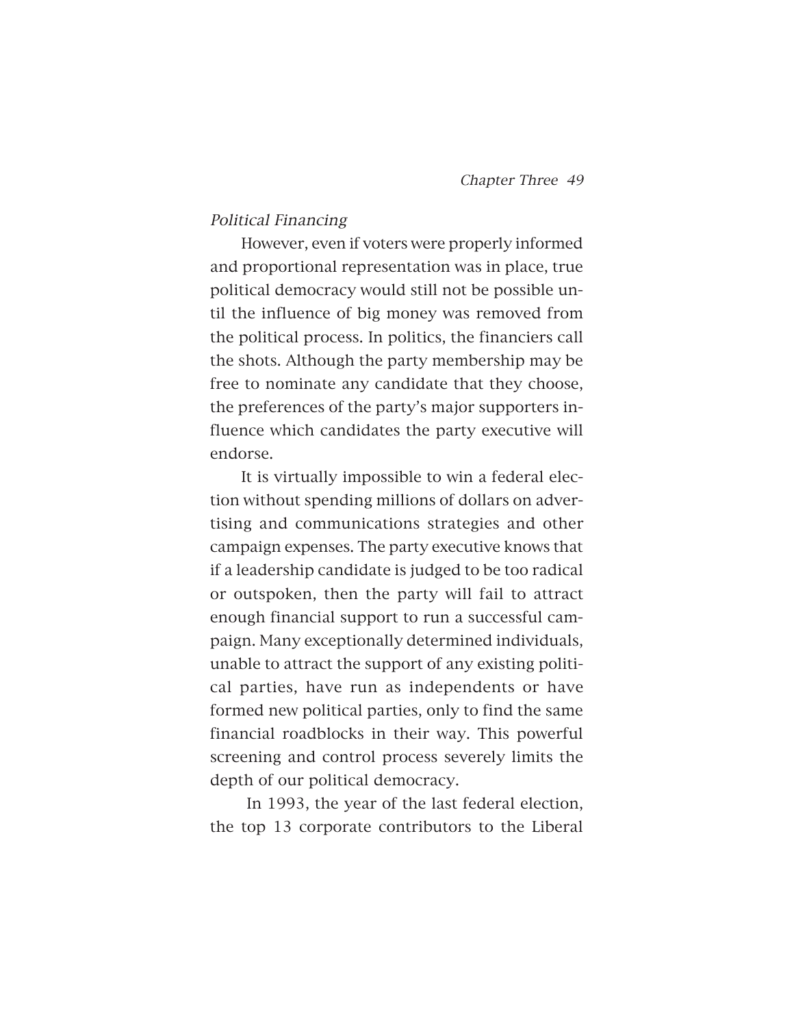*Political Financing*

However, even if voters were properly informed and proportional representation was in place, true political democracy would still not be possible until the influence of big money was removed from the political process. In politics, the financiers call the shots. Although the party membership may be free to nominate any candidate that they choose, the preferences of the party's major supporters influence which candidates the party executive will endorse.

It is virtually impossible to win a federal election without spending millions of dollars on advertising and communications strategies and other campaign expenses. The party executive knows that if a leadership candidate is judged to be too radical or outspoken, then the party will fail to attract enough financial support to run a successful campaign. Many exceptionally determined individuals, unable to attract the support of any existing political parties, have run as independents or have formed new political parties, only to find the same financial roadblocks in their way. This powerful screening and control process severely limits the depth of our political democracy.

In 1993, the year of the last federal election, the top 13 corporate contributors to the Liberal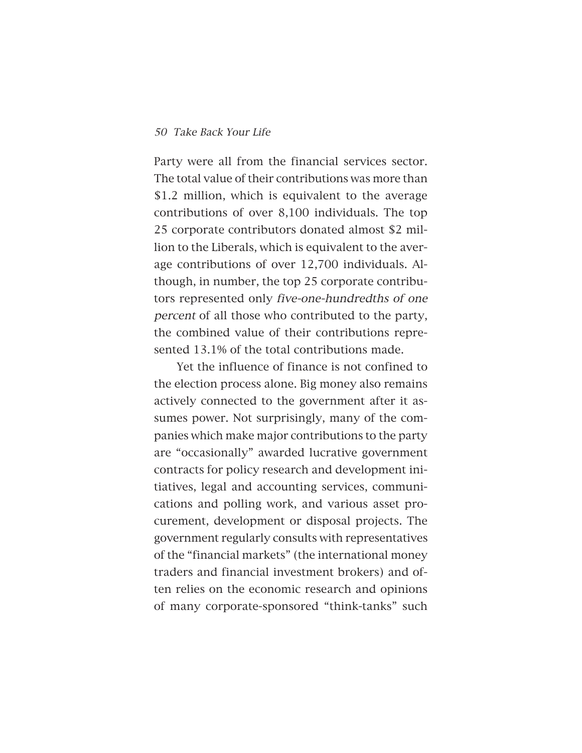Party were all from the financial services sector. The total value of their contributions was more than $1.2 million, which is equivalent to the average contributions of over 8,100 individuals. The top 25 corporate contributors donated almost $2 million to the Liberals, which is equivalent to the average contributions of over 12,700 individuals. Although, in number, the top 25 corporate contributors represented only *five-one-hundredths of one percent* of all those who contributed to the party, the combined value of their contributions represented 13.1% of the total contributions made.

Yet the influence of finance is not confined to the election process alone. Big money also remains actively connected to the government after it assumes power. Not surprisingly, many of the companies which make major contributions to the party are "occasionally" awarded lucrative government contracts for policy research and development initiatives, legal and accounting services, communications and polling work, and various asset procurement, development or disposal projects. The government regularly consults with representatives of the "financial markets" (the international money traders and financial investment brokers) and often relies on the economic research and opinions of many corporate-sponsored "think-tanks" such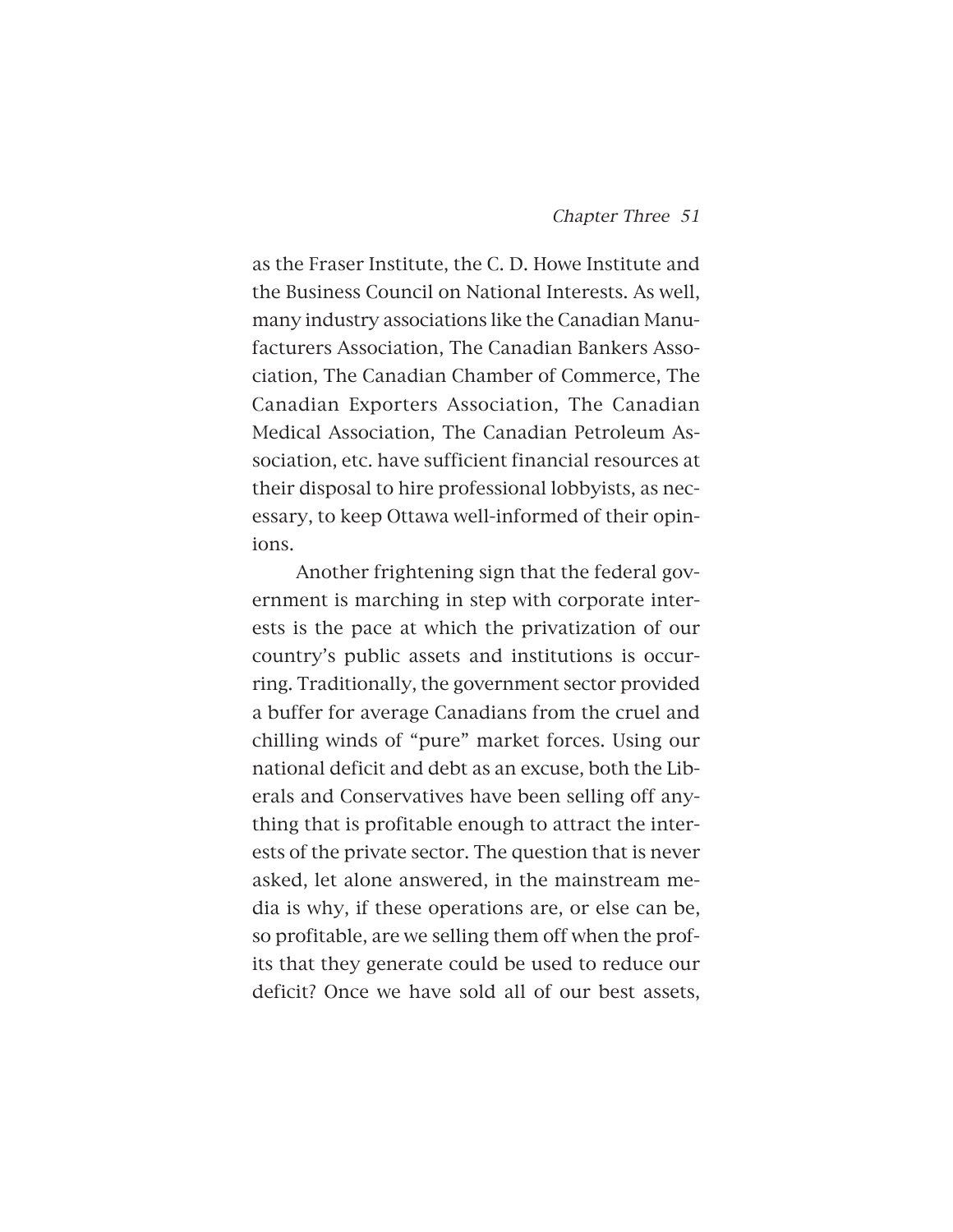as the Fraser Institute, the C. D. Howe Institute and the Business Council on National Interests. As well, many industry associations like the Canadian Manufacturers Association, The Canadian Bankers Association, The Canadian Chamber of Commerce, The Canadian Exporters Association, The Canadian Medical Association, The Canadian Petroleum Association, etc. have sufficient financial resources at their disposal to hire professional lobbyists, as necessary, to keep Ottawa well-informed of their opinions.

Another frightening sign that the federal government is marching in step with corporate interests is the pace at which the privatization of our country's public assets and institutions is occurring. Traditionally, the government sector provided a buffer for average Canadians from the cruel and chilling winds of "pure" market forces. Using our national deficit and debt as an excuse, both the Liberals and Conservatives have been selling off anything that is profitable enough to attract the interests of the private sector. The question that is never asked, let alone answered, in the mainstream media is why, if these operations are, or else can be, so profitable, are we selling them off when the profits that they generate could be used to reduce our deficit? Once we have sold all of our best assets,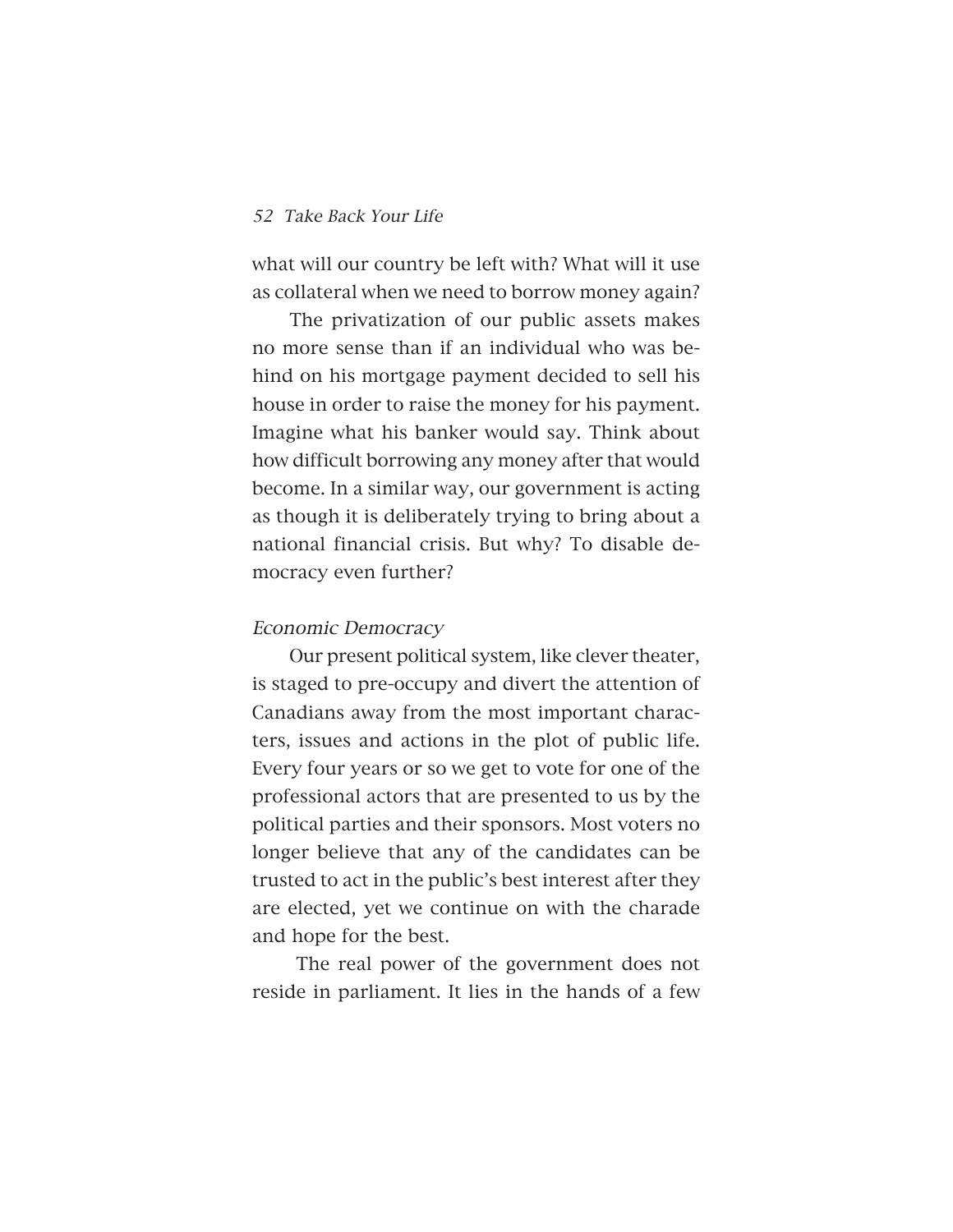what will our country be left with? What will it use as collateral when we need to borrow money again?

The privatization of our public assets makes no more sense than if an individual who was behind on his mortgage payment decided to sell his house in order to raise the money for his payment. Imagine what his banker would say. Think about how difficult borrowing any money after that would become. In a similar way, our government is acting as though it is deliberately trying to bring about a national financial crisis. But why? To disable democracy even further?

### *Economic Democracy*

Our present political system, like clever theater, is staged to pre-occupy and divert the attention of Canadians away from the most important characters, issues and actions in the plot of public life. Every four years or so we get to vote for one of the professional actors that are presented to us by the political parties and their sponsors. Most voters no longer believe that any of the candidates can be trusted to act in the public's best interest after they are elected, yet we continue on with the charade and hope for the best.

The real power of the government does not reside in parliament. It lies in the hands of a few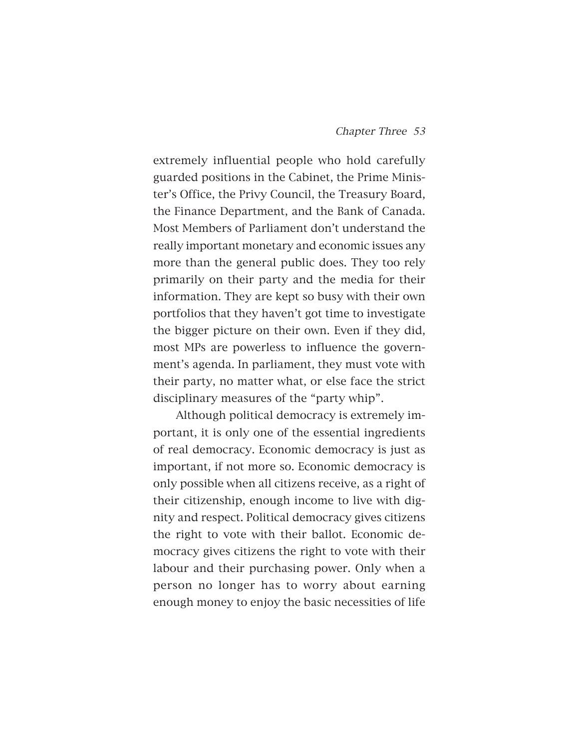extremely influential people who hold carefully guarded positions in the Cabinet, the Prime Minister's Office, the Privy Council, the Treasury Board, the Finance Department, and the Bank of Canada. Most Members of Parliament don't understand the really important monetary and economic issues any more than the general public does. They too rely primarily on their party and the media for their information. They are kept so busy with their own portfolios that they haven't got time to investigate the bigger picture on their own. Even if they did, most MPs are powerless to influence the government's agenda. In parliament, they must vote with their party, no matter what, or else face the strict disciplinary measures of the "party whip".

Although political democracy is extremely important, it is only one of the essential ingredients of real democracy. Economic democracy is just as important, if not more so. Economic democracy is only possible when all citizens receive, as a right of their citizenship, enough income to live with dignity and respect. Political democracy gives citizens the right to vote with their ballot. Economic democracy gives citizens the right to vote with their labour and their purchasing power. Only when a person no longer has to worry about earning enough money to enjoy the basic necessities of life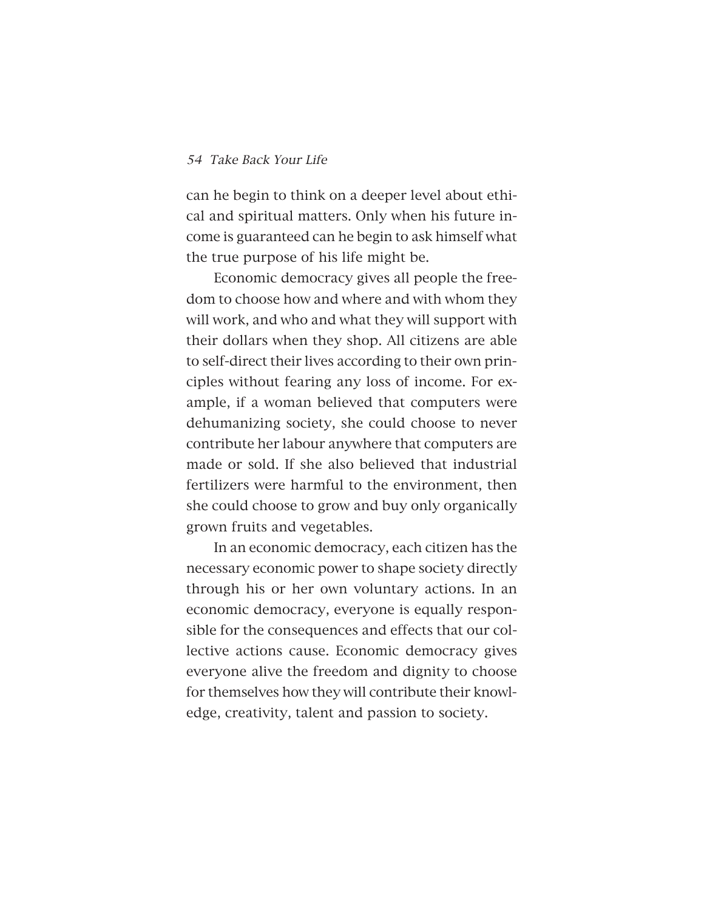can he begin to think on a deeper level about ethical and spiritual matters. Only when his future income is guaranteed can he begin to ask himself what the true purpose of his life might be.

Economic democracy gives all people the freedom to choose how and where and with whom they will work, and who and what they will support with their dollars when they shop. All citizens are able to self-direct their lives according to their own principles without fearing any loss of income. For example, if a woman believed that computers were dehumanizing society, she could choose to never contribute her labour anywhere that computers are made or sold. If she also believed that industrial fertilizers were harmful to the environment, then she could choose to grow and buy only organically grown fruits and vegetables.

In an economic democracy, each citizen has the necessary economic power to shape society directly through his or her own voluntary actions. In an economic democracy, everyone is equally responsible for the consequences and effects that our collective actions cause. Economic democracy gives everyone alive the freedom and dignity to choose for themselves how they will contribute their knowledge, creativity, talent and passion to society.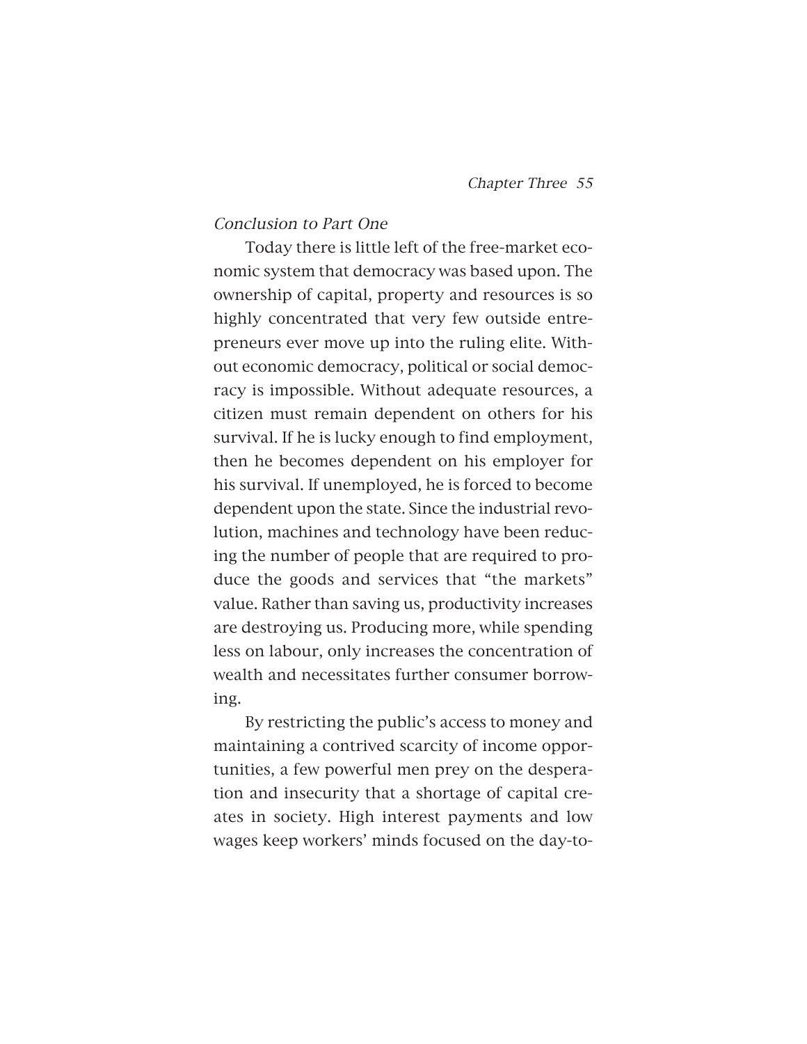## *Conclusion to Part One*

Today there is little left of the free-market economic system that democracy was based upon. The ownership of capital, property and resources is so highly concentrated that very few outside entrepreneurs ever move up into the ruling elite. Without economic democracy, political or social democracy is impossible. Without adequate resources, a citizen must remain dependent on others for his survival. If he is lucky enough to find employment, then he becomes dependent on his employer for his survival. If unemployed, he is forced to become dependent upon the state. Since the industrial revolution, machines and technology have been reducing the number of people that are required to produce the goods and services that "the markets" value. Rather than saving us, productivity increases are destroying us. Producing more, while spending less on labour, only increases the concentration of wealth and necessitates further consumer borrowing.

By restricting the public's access to money and maintaining a contrived scarcity of income opportunities, a few powerful men prey on the desperation and insecurity that a shortage of capital creates in society. High interest payments and low wages keep workers' minds focused on the day-to-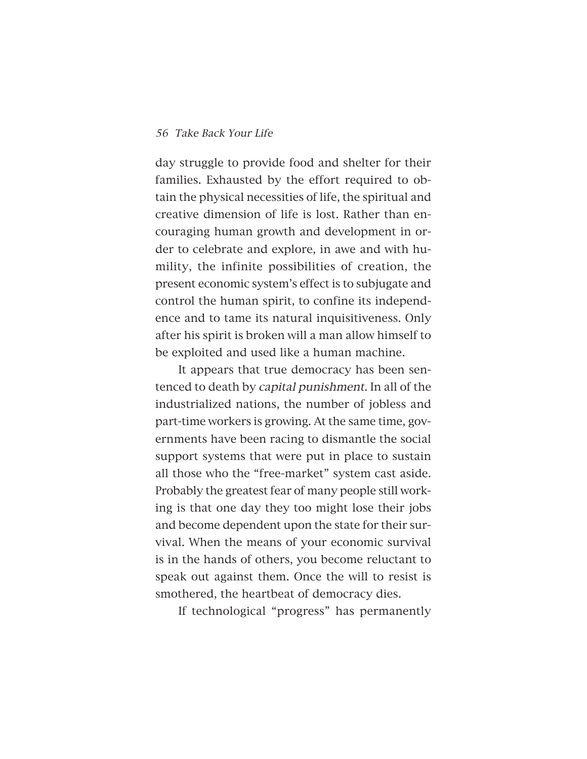day struggle to provide food and shelter for their families. Exhausted by the effort required to obtain the physical necessities of life, the spiritual and creative dimension of life is lost. Rather than encouraging human growth and development in order to celebrate and explore, in awe and with humility, the infinite possibilities of creation, the present economic system's effect is to subjugate and control the human spirit, to confine its independence and to tame its natural inquisitiveness. Only after his spirit is broken will a man allow himself to be exploited and used like a human machine.

It appears that true democracy has been sentenced to death by *capital punishment*. In all of the industrialized nations, the number of jobless and part-time workers is growing. At the same time, governments have been racing to dismantle the social support systems that were put in place to sustain all those who the "free-market" system cast aside. Probably the greatest fear of many people still working is that one day they too might lose their jobs and become dependent upon the state for their survival. When the means of your economic survival is in the hands of others, you become reluctant to speak out against them. Once the will to resist is smothered, the heartbeat of democracy dies.

If technological "progress" has permanently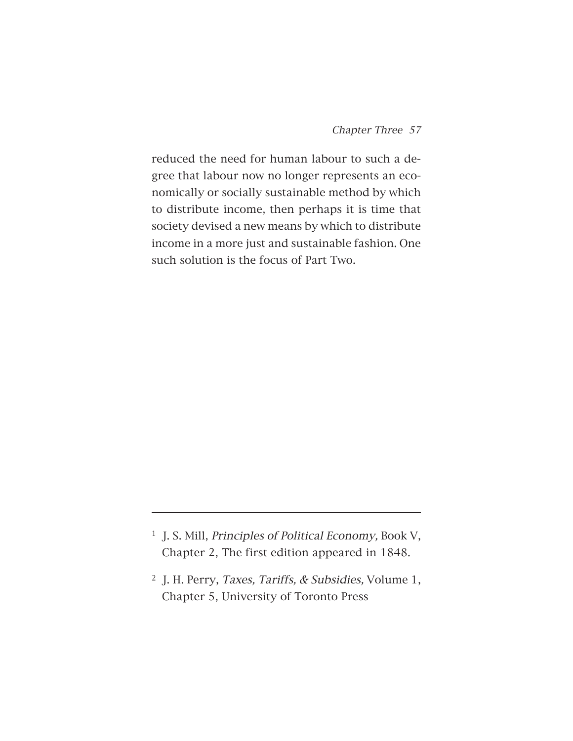reduced the need for human labour to such a degree that labour now no longer represents an economically or socially sustainable method by which to distribute income, then perhaps it is time that society devised a new means by which to distribute income in a more just and sustainable fashion. One such solution is the focus of Part Two.

---

[1] J. S. Mill, *Principles of Political Economy,* Book V, Chapter 2, The first edition appeared in 1848.

[2] J. H. Perry, *Taxes, Tariffs, & Subsidies,* Volume 1, Chapter 5, University of Toronto Press